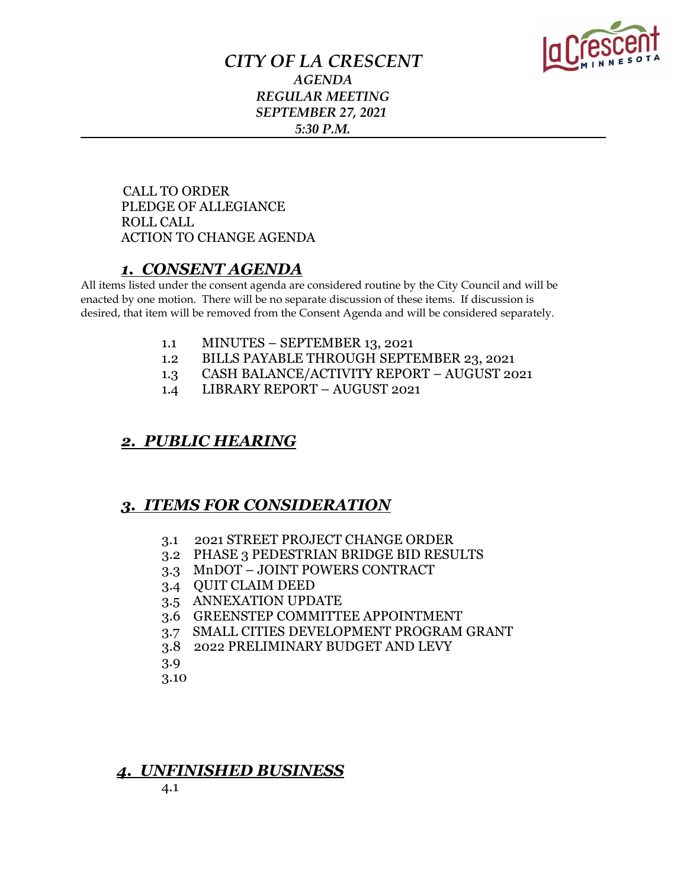# CITY OF LA CRESCENT

***AGENDA***
***REGULAR MEETING***
***SEPTEMBER 27, 2021***
***5:30 P.M.***

CALL TO ORDER
PLEDGE OF ALLEGIANCE
ROLL CALL
ACTION TO CHANGE AGENDA

## *1. CONSENT AGENDA*

All items listed under the consent agenda are considered routine by the City Council and will be enacted by one motion. There will be no separate discussion of these items. If discussion is desired, that item will be removed from the Consent Agenda and will be considered separately.

1.1 MINUTES – SEPTEMBER 13, 2021
1.2 BILLS PAYABLE THROUGH SEPTEMBER 23, 2021
1.3 CASH BALANCE/ACTIVITY REPORT – AUGUST 2021
1.4 LIBRARY REPORT – AUGUST 2021

## *2. PUBLIC HEARING*

## *3. ITEMS FOR CONSIDERATION*

3.1 2021 STREET PROJECT CHANGE ORDER
3.2 PHASE 3 PEDESTRIAN BRIDGE BID RESULTS
3.3 MnDOT – JOINT POWERS CONTRACT
3.4 QUIT CLAIM DEED
3.5 ANNEXATION UPDATE
3.6 GREENSTEP COMMITTEE APPOINTMENT
3.7 SMALL CITIES DEVELOPMENT PROGRAM GRANT
3.8 2022 PRELIMINARY BUDGET AND LEVY
3.9
3.10

## *4. UNFINISHED BUSINESS*

4.1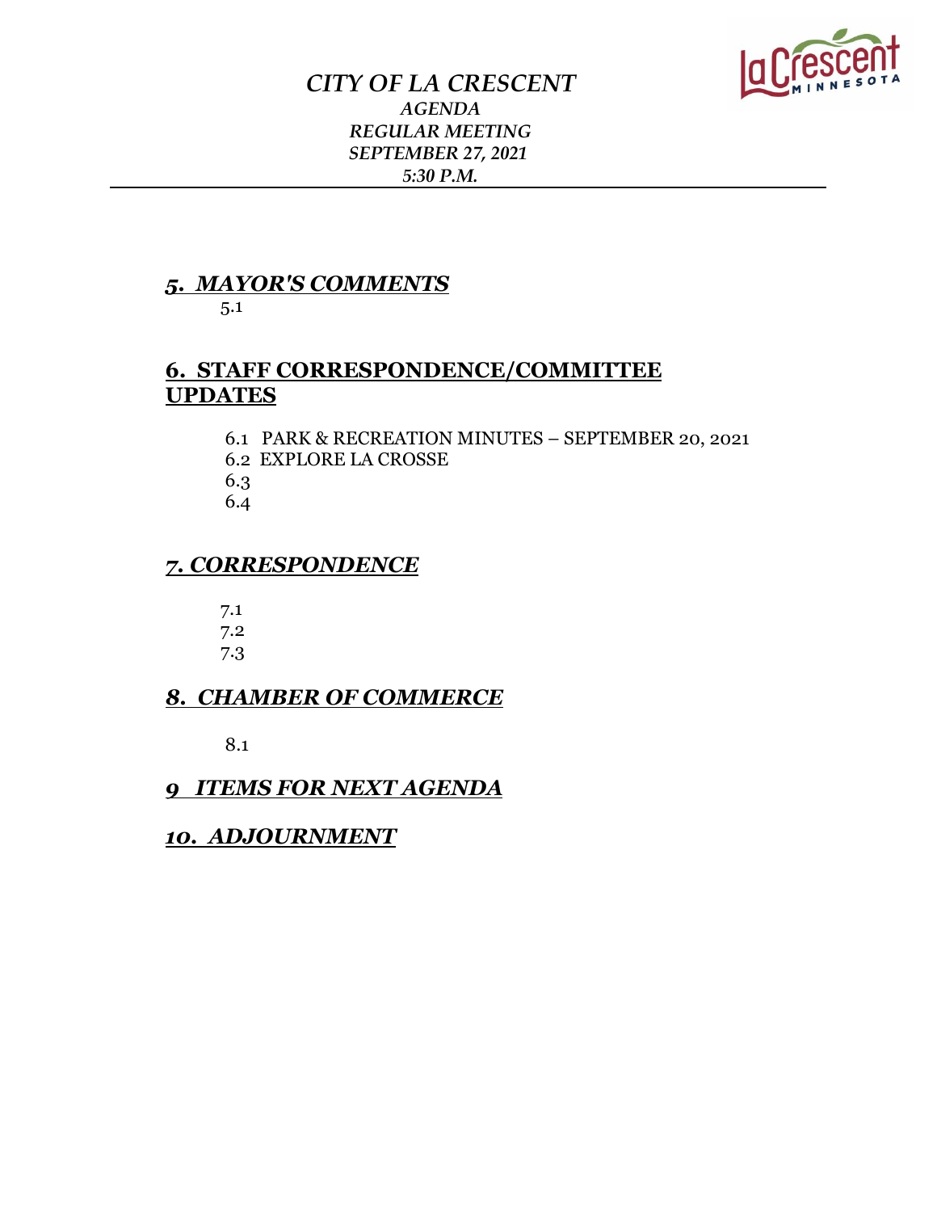*CITY OF LA CRESCENT*
*AGENDA*
*REGULAR MEETING*
*SEPTEMBER 27, 2021*
*5:30 P.M.*

## ***5. MAYOR'S COMMENTS***

5.1

## **6. STAFF CORRESPONDENCE/COMMITTEE UPDATES**

6.1 PARK & RECREATION MINUTES – SEPTEMBER 20, 2021
6.2 EXPLORE LA CROSSE
6.3
6.4

## ***7. CORRESPONDENCE***

7.1
7.2
7.3

## ***8. CHAMBER OF COMMERCE***

8.1

## ***9 ITEMS FOR NEXT AGENDA***

## ***10. ADJOURNMENT***